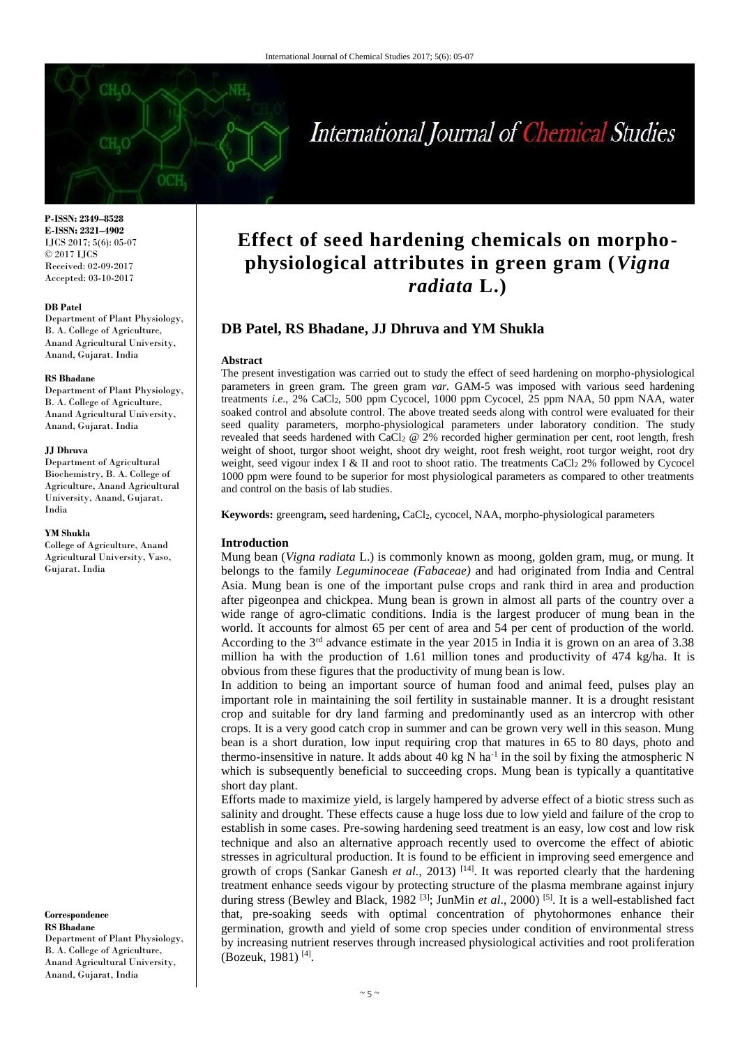**P-ISSN: 2349–8528**
**E-ISSN: 2321–4902**
IJCS 2017; 5(6): 05-07
© 2017 IJCS
Received: 02-09-2017
Accepted: 03-10-2017

**DB Patel**
Department of Plant Physiology, B. A. College of Agriculture, Anand Agricultural University, Anand, Gujarat. India

**RS Bhadane**
Department of Plant Physiology, B. A. College of Agriculture, Anand Agricultural University, Anand, Gujarat. India

**JJ Dhruva**
Department of Agricultural Biochemistry, B. A. College of Agriculture, Anand Agricultural University, Anand, Gujarat. India

**YM Shukla**
College of Agriculture, Anand Agricultural University, Vaso, Gujarat. India

**Correspondence**
**RS Bhadane**
Department of Plant Physiology, B. A. College of Agriculture, Anand Agricultural University, Anand, Gujarat, India

# Effect of seed hardening chemicals on morpho-physiological attributes in green gram (*Vigna radiata* L.)

## DB Patel, RS Bhadane, JJ Dhruva and YM Shukla

**Abstract**

The present investigation was carried out to study the effect of seed hardening on morpho-physiological parameters in green gram. The green gram *var.* GAM-5 was imposed with various seed hardening treatments *i.e*., 2% $CaCl_2$, 500 ppm Cycocel, 1000 ppm Cycocel, 25 ppm NAA, 50 ppm NAA, water soaked control and absolute control. The above treated seeds along with control were evaluated for their seed quality parameters, morpho-physiological parameters under laboratory condition. The study revealed that seeds hardened with $CaCl_2$ @ 2% recorded higher germination per cent, root length, fresh weight of shoot, turgor shoot weight, shoot dry weight, root fresh weight, root turgor weight, root dry weight, seed vigour index I & II and root to shoot ratio. The treatments $CaCl_2$ 2% followed by Cycocel 1000 ppm were found to be superior for most physiological parameters as compared to other treatments and control on the basis of lab studies.

**Keywords:** greengram**,** seed hardening**,** $CaCl_2$, cycocel, NAA, morpho-physiological parameters

**Introduction**

Mung bean (*Vigna radiata* L.) is commonly known as moong, golden gram, mug, or mung. It belongs to the family *Leguminoceae (Fabaceae)* and had originated from India and Central Asia. Mung bean is one of the important pulse crops and rank third in area and production after pigeonpea and chickpea. Mung bean is grown in almost all parts of the country over a wide range of agro-climatic conditions. India is the largest producer of mung bean in the world. It accounts for almost 65 per cent of area and 54 per cent of production of the world. According to the 3rd advance estimate in the year 2015 in India it is grown on an area of 3.38 million ha with the production of 1.61 million tones and productivity of 474 kg/ha. It is obvious from these figures that the productivity of mung bean is low.

In addition to being an important source of human food and animal feed, pulses play an important role in maintaining the soil fertility in sustainable manner. It is a drought resistant crop and suitable for dry land farming and predominantly used as an intercrop with other crops. It is a very good catch crop in summer and can be grown very well in this season. Mung bean is a short duration, low input requiring crop that matures in 65 to 80 days, photo and thermo-insensitive in nature. It adds about 40 kg N $ha^{-1}$ in the soil by fixing the atmospheric N which is subsequently beneficial to succeeding crops. Mung bean is typically a quantitative short day plant.

Efforts made to maximize yield, is largely hampered by adverse effect of a biotic stress such as salinity and drought. These effects cause a huge loss due to low yield and failure of the crop to establish in some cases. Pre-sowing hardening seed treatment is an easy, low cost and low risk technique and also an alternative approach recently used to overcome the effect of abiotic stresses in agricultural production. It is found to be efficient in improving seed emergence and growth of crops (Sankar Ganesh *et al.*, 2013) [14]. It was reported clearly that the hardening treatment enhance seeds vigour by protecting structure of the plasma membrane against injury during stress (Bewley and Black, 1982 [3]; JunMin *et al*., 2000) [5]. It is a well-established fact that, pre-soaking seeds with optimal concentration of phytohormones enhance their germination, growth and yield of some crop species under condition of environmental stress by increasing nutrient reserves through increased physiological activities and root proliferation (Bozeuk, 1981) [4].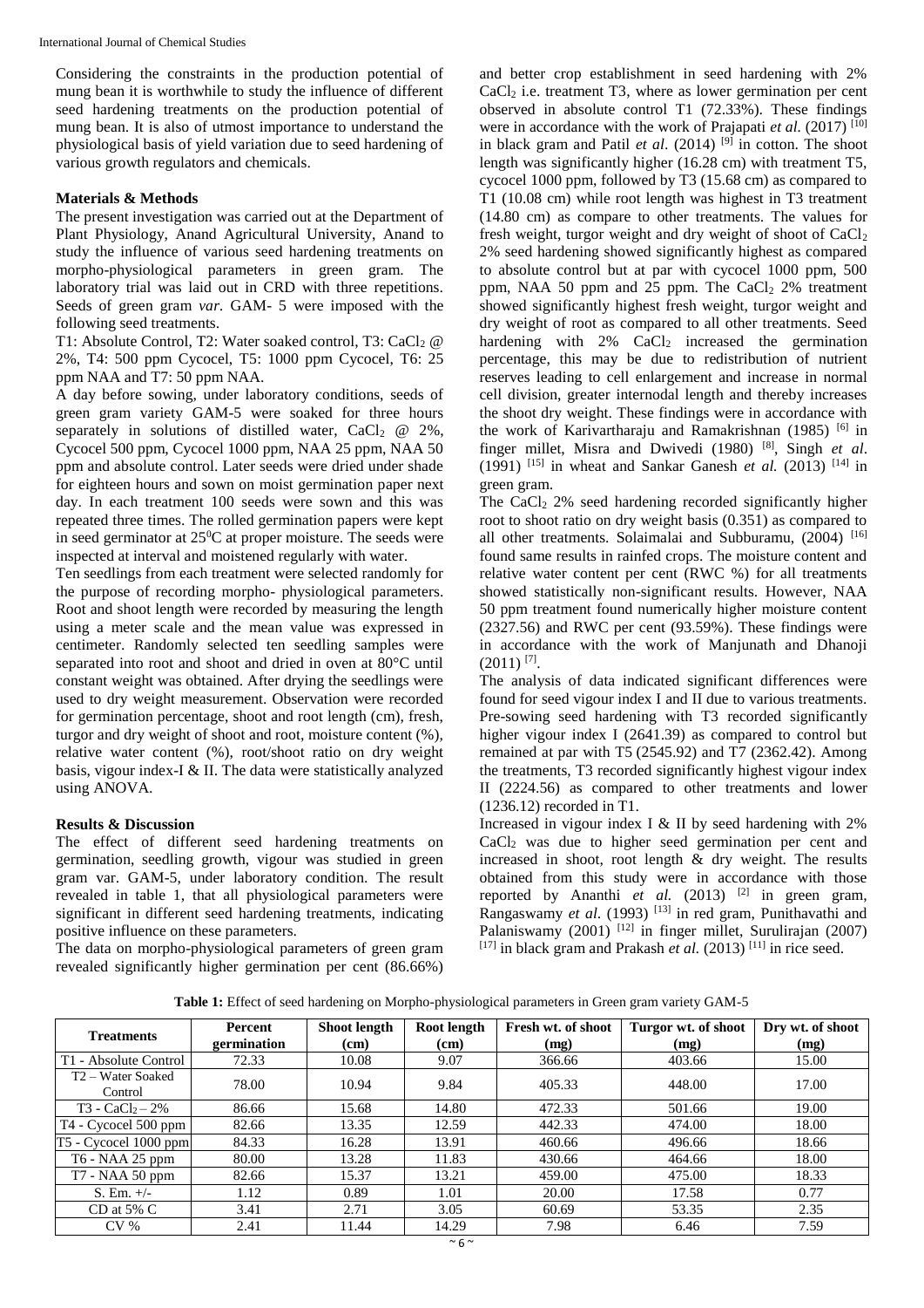Considering the constraints in the production potential of mung bean it is worthwhile to study the influence of different seed hardening treatments on the production potential of mung bean. It is also of utmost importance to understand the physiological basis of yield variation due to seed hardening of various growth regulators and chemicals.

## Materials & Methods

The present investigation was carried out at the Department of Plant Physiology, Anand Agricultural University, Anand to study the influence of various seed hardening treatments on morpho-physiological parameters in green gram. The laboratory trial was laid out in CRD with three repetitions. Seeds of green gram *var.* GAM- 5 were imposed with the following seed treatments.

T1: Absolute Control, T2: Water soaked control, T3: $CaCl_2$ @ 2%, T4: 500 ppm Cycocel, T5: 1000 ppm Cycocel, T6: 25 ppm NAA and T7: 50 ppm NAA.

A day before sowing, under laboratory conditions, seeds of green gram variety GAM-5 were soaked for three hours separately in solutions of distilled water, $CaCl_2$ @ 2%, Cycocel 500 ppm, Cycocel 1000 ppm, NAA 25 ppm, NAA 50 ppm and absolute control. Later seeds were dried under shade for eighteen hours and sown on moist germination paper next day. In each treatment 100 seeds were sown and this was repeated three times. The rolled germination papers were kept in seed germinator at $25^0C$ at proper moisture. The seeds were inspected at interval and moistened regularly with water.

Ten seedlings from each treatment were selected randomly for the purpose of recording morpho- physiological parameters. Root and shoot length were recorded by measuring the length using a meter scale and the mean value was expressed in centimeter. Randomly selected ten seedling samples were separated into root and shoot and dried in oven at 80°C until constant weight was obtained. After drying the seedlings were used to dry weight measurement. Observation were recorded for germination percentage, shoot and root length (cm), fresh, turgor and dry weight of shoot and root, moisture content (%), relative water content (%), root/shoot ratio on dry weight basis, vigour index-I & II. The data were statistically analyzed using ANOVA.

## Results & Discussion

The effect of different seed hardening treatments on germination, seedling growth, vigour was studied in green gram var. GAM-5, under laboratory condition. The result revealed in table 1, that all physiological parameters were significant in different seed hardening treatments, indicating positive influence on these parameters.

The data on morpho-physiological parameters of green gram revealed significantly higher germination per cent (86.66%) and better crop establishment in seed hardening with 2% $CaCl_2$ i.e. treatment T3, where as lower germination per cent observed in absolute control T1 (72.33%). These findings were in accordance with the work of Prajapati *et al.* (2017) [10] in black gram and Patil *et al*. (2014) [9] in cotton. The shoot length was significantly higher (16.28 cm) with treatment T5, cycocel 1000 ppm, followed by T3 (15.68 cm) as compared to T1 (10.08 cm) while root length was highest in T3 treatment (14.80 cm) as compare to other treatments. The values for fresh weight, turgor weight and dry weight of shoot of $CaCl_2$ 2% seed hardening showed significantly highest as compared to absolute control but at par with cycocel 1000 ppm, 500 ppm, NAA 50 ppm and 25 ppm. The $CaCl_2$ 2% treatment showed significantly highest fresh weight, turgor weight and dry weight of root as compared to all other treatments. Seed hardening with 2% $CaCl_2$ increased the germination percentage, this may be due to redistribution of nutrient reserves leading to cell enlargement and increase in normal cell division, greater internodal length and thereby increases the shoot dry weight. These findings were in accordance with the work of Karivartharaju and Ramakrishnan (1985) [6] in finger millet, Misra and Dwivedi (1980) [8], Singh *et al*. (1991) [15] in wheat and Sankar Ganesh *et al.* (2013) [14] in green gram.

The $CaCl_2$ 2% seed hardening recorded significantly higher root to shoot ratio on dry weight basis (0.351) as compared to all other treatments. Solaimalai and Subburamu, (2004) [16] found same results in rainfed crops. The moisture content and relative water content per cent (RWC %) for all treatments showed statistically non-significant results. However, NAA 50 ppm treatment found numerically higher moisture content (2327.56) and RWC per cent (93.59%). These findings were in accordance with the work of Manjunath and Dhanoji (2011) [7].

The analysis of data indicated significant differences were found for seed vigour index I and II due to various treatments. Pre-sowing seed hardening with T3 recorded significantly higher vigour index I (2641.39) as compared to control but remained at par with T5 (2545.92) and T7 (2362.42). Among the treatments, T3 recorded significantly highest vigour index II (2224.56) as compared to other treatments and lower (1236.12) recorded in T1.

Increased in vigour index I & II by seed hardening with 2% $CaCl_2$ was due to higher seed germination per cent and increased in shoot, root length & dry weight. The results obtained from this study were in accordance with those reported by Ananthi *et al.* (2013) [2] in green gram, Rangaswamy *et al*. (1993) [13] in red gram, Punithavathi and Palaniswamy (2001) [12] in finger millet, Surulirajan (2007) [17] in black gram and Prakash *et al.* (2013) [11] in rice seed.

**Table 1:** Effect of seed hardening on Morpho-physiological parameters in Green gram variety GAM-5

| Treatments | Percent germination | Shoot length (cm) | Root length (cm) | Fresh wt. of shoot (mg) | Turgor wt. of shoot (mg) | Dry wt. of shoot (mg) |
|---|---|---|---|---|---|---|
| T1 - Absolute Control | 72.33 | 10.08 | 9.07 | 366.66 | 403.66 | 15.00 |
| T2 – Water Soaked Control | 78.00 | 10.94 | 9.84 | 405.33 | 448.00 | 17.00 |
| T3 - $CaCl_2$ – 2% | 86.66 | 15.68 | 14.80 | 472.33 | 501.66 | 19.00 |
| T4 - Cycocel 500 ppm | 82.66 | 13.35 | 12.59 | 442.33 | 474.00 | 18.00 |
| T5 - Cycocel 1000 ppm | 84.33 | 16.28 | 13.91 | 460.66 | 496.66 | 18.66 |
| T6 - NAA 25 ppm | 80.00 | 13.28 | 11.83 | 430.66 | 464.66 | 18.00 |
| T7 - NAA 50 ppm | 82.66 | 15.37 | 13.21 | 459.00 | 475.00 | 18.33 |
| S. Em. +/- | 1.12 | 0.89 | 1.01 | 20.00 | 17.58 | 0.77 |
| CD at 5% C | 3.41 | 2.71 | 3.05 | 60.69 | 53.35 | 2.35 |
| CV % | 2.41 | 11.44 | 14.29 | 7.98 | 6.46 | 7.59 |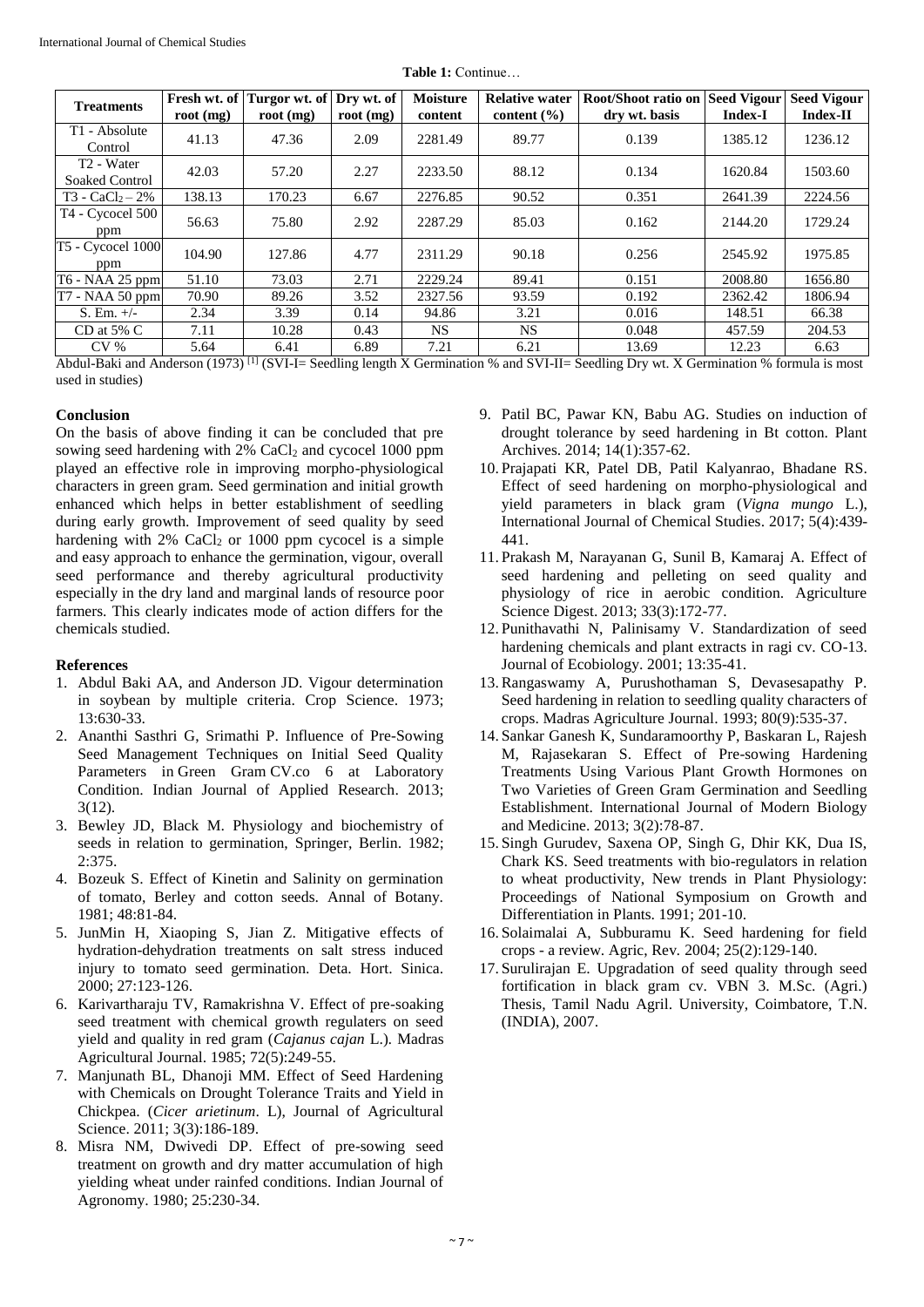**Table 1:** Continue…

| Treatments | Fresh wt. of root (mg) | Turgor wt. of root (mg) | Dry wt. of root (mg) | Moisture content | Relative water content (%) | Root/Shoot ratio on dry wt. basis | Seed Vigour Index-I | Seed Vigour Index-II |
|---|---|---|---|---|---|---|---|---|
| T1 - Absolute Control | 41.13 | 47.36 | 2.09 | 2281.49 | 89.77 | 0.139 | 1385.12 | 1236.12 |
| T2 - Water Soaked Control | 42.03 | 57.20 | 2.27 | 2233.50 | 88.12 | 0.134 | 1620.84 | 1503.60 |
| T3 - $CaCl_2$ – 2% | 138.13 | 170.23 | 6.67 | 2276.85 | 90.52 | 0.351 | 2641.39 | 2224.56 |
| T4 - Cycocel 500 ppm | 56.63 | 75.80 | 2.92 | 2287.29 | 85.03 | 0.162 | 2144.20 | 1729.24 |
| T5 - Cycocel 1000 ppm | 104.90 | 127.86 | 4.77 | 2311.29 | 90.18 | 0.256 | 2545.92 | 1975.85 |
| T6 - NAA 25 ppm | 51.10 | 73.03 | 2.71 | 2229.24 | 89.41 | 0.151 | 2008.80 | 1656.80 |
| T7 - NAA 50 ppm | 70.90 | 89.26 | 3.52 | 2327.56 | 93.59 | 0.192 | 2362.42 | 1806.94 |
| S. Em. +/- | 2.34 | 3.39 | 0.14 | 94.86 | 3.21 | 0.016 | 148.51 | 66.38 |
| CD at 5% C | 7.11 | 10.28 | 0.43 | NS | NS | 0.048 | 457.59 | 204.53 |
| CV % | 5.64 | 6.41 | 6.89 | 7.21 | 6.21 | 13.69 | 12.23 | 6.63 |

Abdul-Baki and Anderson (1973) [1] (SVI-I= Seedling length X Germination % and SVI-II= Seedling Dry wt. X Germination % formula is most used in studies)

## Conclusion

On the basis of above finding it can be concluded that pre sowing seed hardening with 2% $CaCl_2$ and cycocel 1000 ppm played an effective role in improving morpho-physiological characters in green gram. Seed germination and initial growth enhanced which helps in better establishment of seedling during early growth. Improvement of seed quality by seed hardening with 2% $CaCl_2$ or 1000 ppm cycocel is a simple and easy approach to enhance the germination, vigour, overall seed performance and thereby agricultural productivity especially in the dry land and marginal lands of resource poor farmers. This clearly indicates mode of action differs for the chemicals studied.

## References

1. Abdul Baki AA, and Anderson JD. Vigour determination in soybean by multiple criteria. Crop Science. 1973; 13:630-33.
2. Ananthi Sasthri G, Srimathi P. Influence of Pre-Sowing Seed Management Techniques on Initial Seed Quality Parameters in Green Gram CV.co 6 at Laboratory Condition. Indian Journal of Applied Research. 2013; 3(12).
3. Bewley JD, Black M. Physiology and biochemistry of seeds in relation to germination, Springer, Berlin. 1982; 2:375.
4. Bozeuk S. Effect of Kinetin and Salinity on germination of tomato, Berley and cotton seeds. Annal of Botany. 1981; 48:81-84.
5. JunMin H, Xiaoping S, Jian Z. Mitigative effects of hydration-dehydration treatments on salt stress induced injury to tomato seed germination. Deta. Hort. Sinica. 2000; 27:123-126.
6. Karivartharaju TV, Ramakrishna V. Effect of pre-soaking seed treatment with chemical growth regulaters on seed yield and quality in red gram (*Cajanus cajan* L.). Madras Agricultural Journal. 1985; 72(5):249-55.
7. Manjunath BL, Dhanoji MM. Effect of Seed Hardening with Chemicals on Drought Tolerance Traits and Yield in Chickpea. (*Cicer arietinum*. L), Journal of Agricultural Science. 2011; 3(3):186-189.
8. Misra NM, Dwivedi DP. Effect of pre-sowing seed treatment on growth and dry matter accumulation of high yielding wheat under rainfed conditions. Indian Journal of Agronomy. 1980; 25:230-34.
9. Patil BC, Pawar KN, Babu AG. Studies on induction of drought tolerance by seed hardening in Bt cotton. Plant Archives. 2014; 14(1):357-62.
10. Prajapati KR, Patel DB, Patil Kalyanrao, Bhadane RS. Effect of seed hardening on morpho-physiological and yield parameters in black gram (*Vigna mungo* L.), International Journal of Chemical Studies. 2017; 5(4):439-441.
11. Prakash M, Narayanan G, Sunil B, Kamaraj A. Effect of seed hardening and pelleting on seed quality and physiology of rice in aerobic condition. Agriculture Science Digest. 2013; 33(3):172-77.
12. Punithavathi N, Palinisamy V. Standardization of seed hardening chemicals and plant extracts in ragi cv. CO-13. Journal of Ecobiology. 2001; 13:35-41.
13. Rangaswamy A, Purushothaman S, Devasesapathy P. Seed hardening in relation to seedling quality characters of crops. Madras Agriculture Journal. 1993; 80(9):535-37.
14. Sankar Ganesh K, Sundaramoorthy P, Baskaran L, Rajesh M, Rajasekaran S. Effect of Pre-sowing Hardening Treatments Using Various Plant Growth Hormones on Two Varieties of Green Gram Germination and Seedling Establishment. International Journal of Modern Biology and Medicine. 2013; 3(2):78-87.
15. Singh Gurudev, Saxena OP, Singh G, Dhir KK, Dua IS, Chark KS. Seed treatments with bio-regulators in relation to wheat productivity, New trends in Plant Physiology: Proceedings of National Symposium on Growth and Differentiation in Plants. 1991; 201-10.
16. Solaimalai A, Subburamu K. Seed hardening for field crops - a review. Agric, Rev. 2004; 25(2):129-140.
17. Surulirajan E. Upgradation of seed quality through seed fortification in black gram cv. VBN 3. M.Sc. (Agri.) Thesis, Tamil Nadu Agril. University, Coimbatore, T.N. (INDIA), 2007.